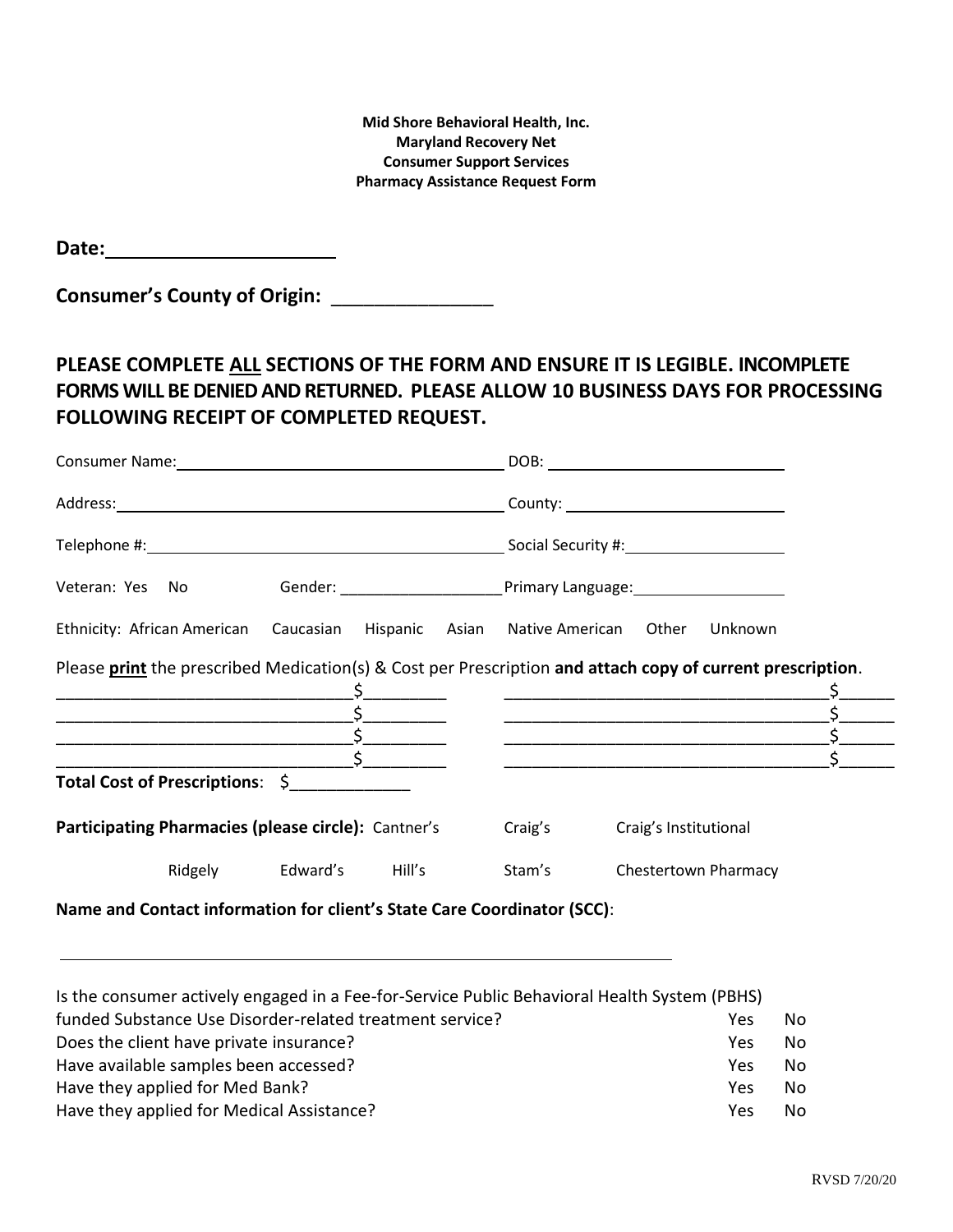**Mid Shore Behavioral Health, Inc.**
**Maryland Recovery Net**
**Consumer Support Services**
**Pharmacy Assistance Request Form**

**Date:**______________________

**Consumer's County of Origin:** _______________

**PLEASE COMPLETE ALL SECTIONS OF THE FORM AND ENSURE IT IS LEGIBLE. INCOMPLETE FORMS WILL BE DENIED AND RETURNED. PLEASE ALLOW 10 BUSINESS DAYS FOR PROCESSING FOLLOWING RECEIPT OF COMPLETED REQUEST.**

Consumer Name:______________________________________ DOB: __________________________

Address:____________________________________________ County: ________________________

Telephone #:_________________________________________ Social Security #:__________________

Veteran: Yes No Gender: ___________________ Primary Language:_________________

Ethnicity: African American Caucasian Hispanic Asian Native American Other Unknown

Please **print** the prescribed Medication(s) & Cost per Prescription **and attach copy of current prescription**.

________________________________$_________ ___________________________________$______
________________________________$_________ ___________________________________$______
________________________________$_________ ___________________________________$______
________________________________$_________ ___________________________________$______

**Total Cost of Prescriptions**: $_____________

**Participating Pharmacies (please circle):** Cantner's Craig's Craig's Institutional

Ridgely Edward's Hill's Stam's Chestertown Pharmacy

**Name and Contact information for client's State Care Coordinator (SCC)**:

______________________________________________________________________

| | | |
|---|---|---|
| Is the consumer actively engaged in a Fee-for-Service Public Behavioral Health System (PBHS) funded Substance Use Disorder-related treatment service? | Yes | No |
| Does the client have private insurance? | Yes | No |
| Have available samples been accessed? | Yes | No |
| Have they applied for Med Bank? | Yes | No |
| Have they applied for Medical Assistance? | Yes | No |

RVSD 7/20/20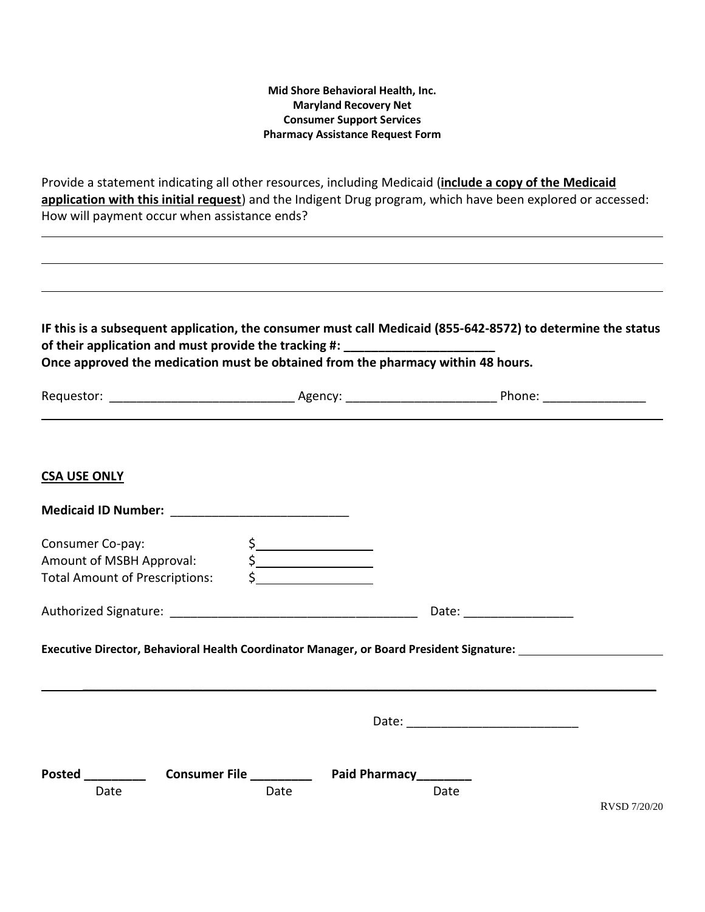**Mid Shore Behavioral Health, Inc.**
**Maryland Recovery Net**
**Consumer Support Services**
**Pharmacy Assistance Request Form**

Provide a statement indicating all other resources, including Medicaid (**include a copy of the Medicaid application with this initial request**) and the Indigent Drug program, which have been explored or accessed: How will payment occur when assistance ends?

______________________________________________________________________________

______________________________________________________________________________

______________________________________________________________________________

**IF this is a subsequent application, the consumer must call Medicaid (855-642-8572) to determine the status of their application and must provide the tracking #: ______________________**
**Once approved the medication must be obtained from the pharmacy within 48 hours.**

Requestor: ___________________________ Agency: ______________________ Phone: _______________

**CSA USE ONLY**

**Medicaid ID Number:** __________________________

Consumer Co-pay: $_______________
Amount of MSBH Approval: $_______________
Total Amount of Prescriptions: $_______________

Authorized Signature: ____________________________________ Date: ________________

**Executive Director, Behavioral Health Coordinator Manager, or Board President Signature:** ______________________

______________________________________________________________________________

Date: _________________________

**Posted** _________ **Consumer File** _________ **Paid Pharmacy**________
Date Date Date

RVSD 7/20/20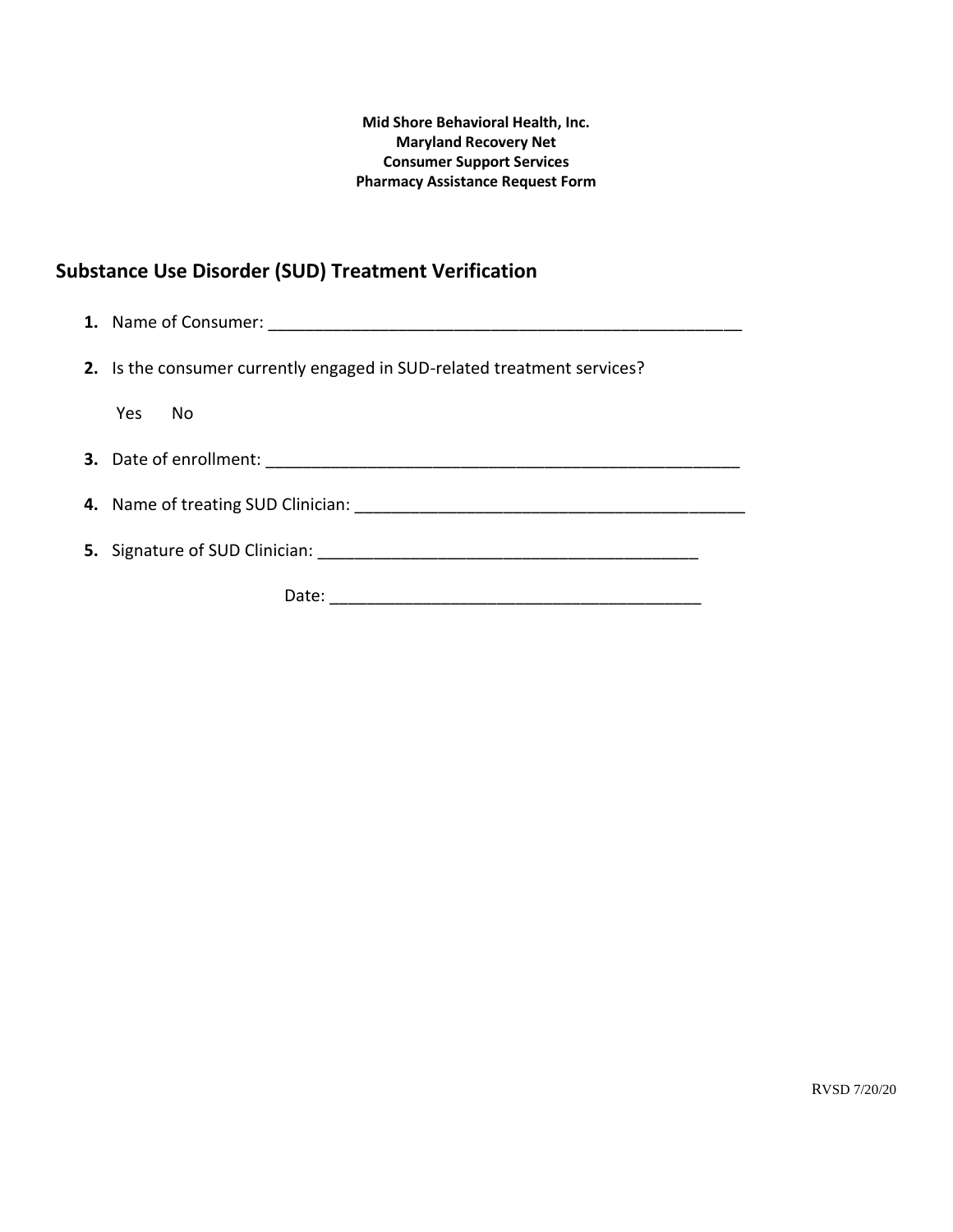**Mid Shore Behavioral Health, Inc.**
**Maryland Recovery Net**
**Consumer Support Services**
**Pharmacy Assistance Request Form**

## Substance Use Disorder (SUD) Treatment Verification

**1.** Name of Consumer: ____________________________________________________

**2.** Is the consumer currently engaged in SUD-related treatment services?

Yes    No

**3.** Date of enrollment: ____________________________________________________

**4.** Name of treating SUD Clinician: ___________________________________________

**5.** Signature of SUD Clinician: ________________________________________

Date: ________________________________________

RVSD 7/20/20